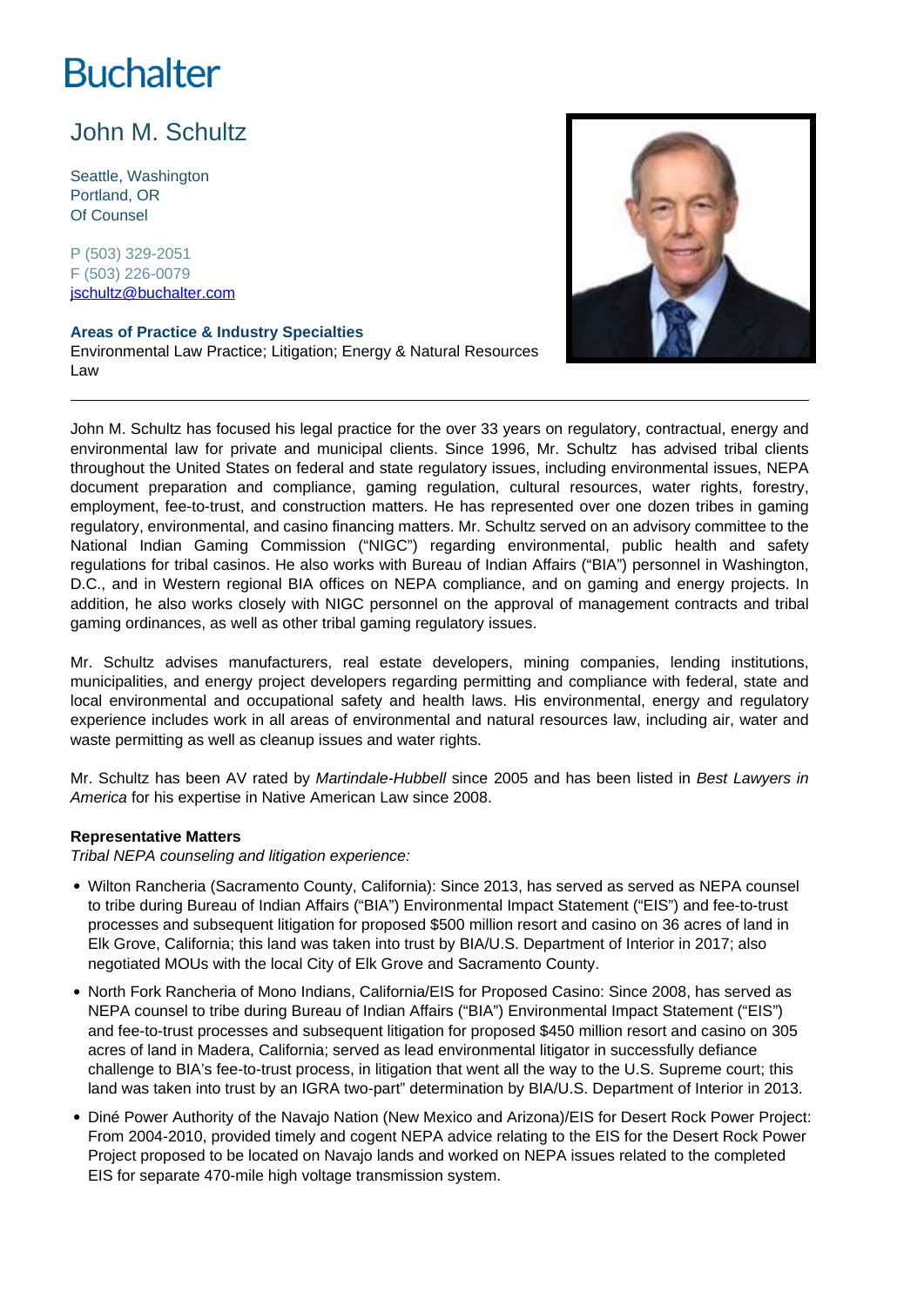# Buchalter

## John M. Schultz

Seattle, Washington
Portland, OR
Of Counsel

P (503) 329-2051
F (503) 226-0079
jschultz@buchalter.com

**Areas of Practice & Industry Specialties**
Environmental Law Practice; Litigation; Energy & Natural Resources Law

---

John M. Schultz has focused his legal practice for the over 33 years on regulatory, contractual, energy and environmental law for private and municipal clients. Since 1996, Mr. Schultz has advised tribal clients throughout the United States on federal and state regulatory issues, including environmental issues, NEPA document preparation and compliance, gaming regulation, cultural resources, water rights, forestry, employment, fee-to-trust, and construction matters. He has represented over one dozen tribes in gaming regulatory, environmental, and casino financing matters. Mr. Schultz served on an advisory committee to the National Indian Gaming Commission ("NIGC") regarding environmental, public health and safety regulations for tribal casinos. He also works with Bureau of Indian Affairs ("BIA") personnel in Washington, D.C., and in Western regional BIA offices on NEPA compliance, and on gaming and energy projects. In addition, he also works closely with NIGC personnel on the approval of management contracts and tribal gaming ordinances, as well as other tribal gaming regulatory issues.

Mr. Schultz advises manufacturers, real estate developers, mining companies, lending institutions, municipalities, and energy project developers regarding permitting and compliance with federal, state and local environmental and occupational safety and health laws. His environmental, energy and regulatory experience includes work in all areas of environmental and natural resources law, including air, water and waste permitting as well as cleanup issues and water rights.

Mr. Schultz has been AV rated by *Martindale-Hubbell* since 2005 and has been listed in *Best Lawyers in America* for his expertise in Native American Law since 2008.

**Representative Matters**
*Tribal NEPA counseling and litigation experience:*

- Wilton Rancheria (Sacramento County, California): Since 2013, has served as served as NEPA counsel to tribe during Bureau of Indian Affairs ("BIA") Environmental Impact Statement ("EIS") and fee-to-trust processes and subsequent litigation for proposed $500 million resort and casino on 36 acres of land in Elk Grove, California; this land was taken into trust by BIA/U.S. Department of Interior in 2017; also negotiated MOUs with the local City of Elk Grove and Sacramento County.
- North Fork Rancheria of Mono Indians, California/EIS for Proposed Casino: Since 2008, has served as NEPA counsel to tribe during Bureau of Indian Affairs ("BIA") Environmental Impact Statement ("EIS") and fee-to-trust processes and subsequent litigation for proposed $450 million resort and casino on 305 acres of land in Madera, California; served as lead environmental litigator in successfully defiance challenge to BIA's fee-to-trust process, in litigation that went all the way to the U.S. Supreme court; this land was taken into trust by an IGRA two-part" determination by BIA/U.S. Department of Interior in 2013.
- Diné Power Authority of the Navajo Nation (New Mexico and Arizona)/EIS for Desert Rock Power Project: From 2004-2010, provided timely and cogent NEPA advice relating to the EIS for the Desert Rock Power Project proposed to be located on Navajo lands and worked on NEPA issues related to the completed EIS for separate 470-mile high voltage transmission system.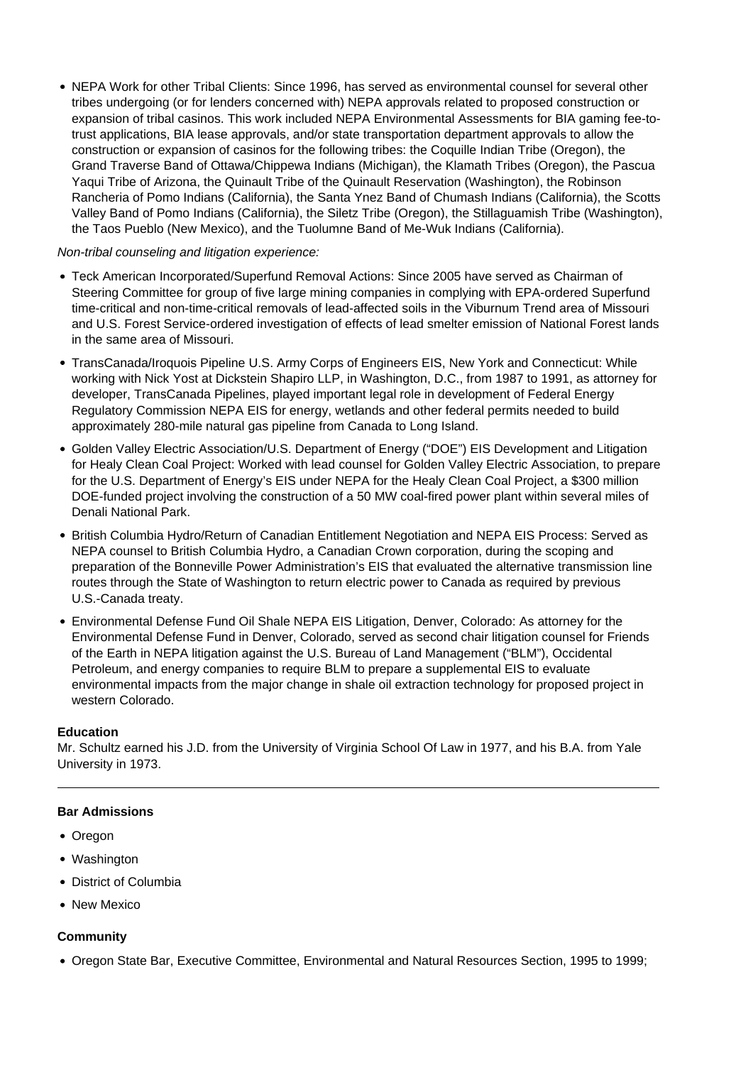- NEPA Work for other Tribal Clients: Since 1996, has served as environmental counsel for several other tribes undergoing (or for lenders concerned with) NEPA approvals related to proposed construction or expansion of tribal casinos. This work included NEPA Environmental Assessments for BIA gaming fee-to-trust applications, BIA lease approvals, and/or state transportation department approvals to allow the construction or expansion of casinos for the following tribes: the Coquille Indian Tribe (Oregon), the Grand Traverse Band of Ottawa/Chippewa Indians (Michigan), the Klamath Tribes (Oregon), the Pascua Yaqui Tribe of Arizona, the Quinault Tribe of the Quinault Reservation (Washington), the Robinson Rancheria of Pomo Indians (California), the Santa Ynez Band of Chumash Indians (California), the Scotts Valley Band of Pomo Indians (California), the Siletz Tribe (Oregon), the Stillaguamish Tribe (Washington), the Taos Pueblo (New Mexico), and the Tuolumne Band of Me-Wuk Indians (California).

*Non-tribal counseling and litigation experience:*

- Teck American Incorporated/Superfund Removal Actions: Since 2005 have served as Chairman of Steering Committee for group of five large mining companies in complying with EPA-ordered Superfund time-critical and non-time-critical removals of lead-affected soils in the Viburnum Trend area of Missouri and U.S. Forest Service-ordered investigation of effects of lead smelter emission of National Forest lands in the same area of Missouri.
- TransCanada/Iroquois Pipeline U.S. Army Corps of Engineers EIS, New York and Connecticut: While working with Nick Yost at Dickstein Shapiro LLP, in Washington, D.C., from 1987 to 1991, as attorney for developer, TransCanada Pipelines, played important legal role in development of Federal Energy Regulatory Commission NEPA EIS for energy, wetlands and other federal permits needed to build approximately 280-mile natural gas pipeline from Canada to Long Island.
- Golden Valley Electric Association/U.S. Department of Energy ("DOE") EIS Development and Litigation for Healy Clean Coal Project: Worked with lead counsel for Golden Valley Electric Association, to prepare for the U.S. Department of Energy's EIS under NEPA for the Healy Clean Coal Project, a $300 million DOE-funded project involving the construction of a 50 MW coal-fired power plant within several miles of Denali National Park.
- British Columbia Hydro/Return of Canadian Entitlement Negotiation and NEPA EIS Process: Served as NEPA counsel to British Columbia Hydro, a Canadian Crown corporation, during the scoping and preparation of the Bonneville Power Administration's EIS that evaluated the alternative transmission line routes through the State of Washington to return electric power to Canada as required by previous U.S.-Canada treaty.
- Environmental Defense Fund Oil Shale NEPA EIS Litigation, Denver, Colorado: As attorney for the Environmental Defense Fund in Denver, Colorado, served as second chair litigation counsel for Friends of the Earth in NEPA litigation against the U.S. Bureau of Land Management ("BLM"), Occidental Petroleum, and energy companies to require BLM to prepare a supplemental EIS to evaluate environmental impacts from the major change in shale oil extraction technology for proposed project in western Colorado.

**Education**

Mr. Schultz earned his J.D. from the University of Virginia School Of Law in 1977, and his B.A. from Yale University in 1973.

---

**Bar Admissions**

- Oregon
- Washington
- District of Columbia
- New Mexico

**Community**

- Oregon State Bar, Executive Committee, Environmental and Natural Resources Section, 1995 to 1999;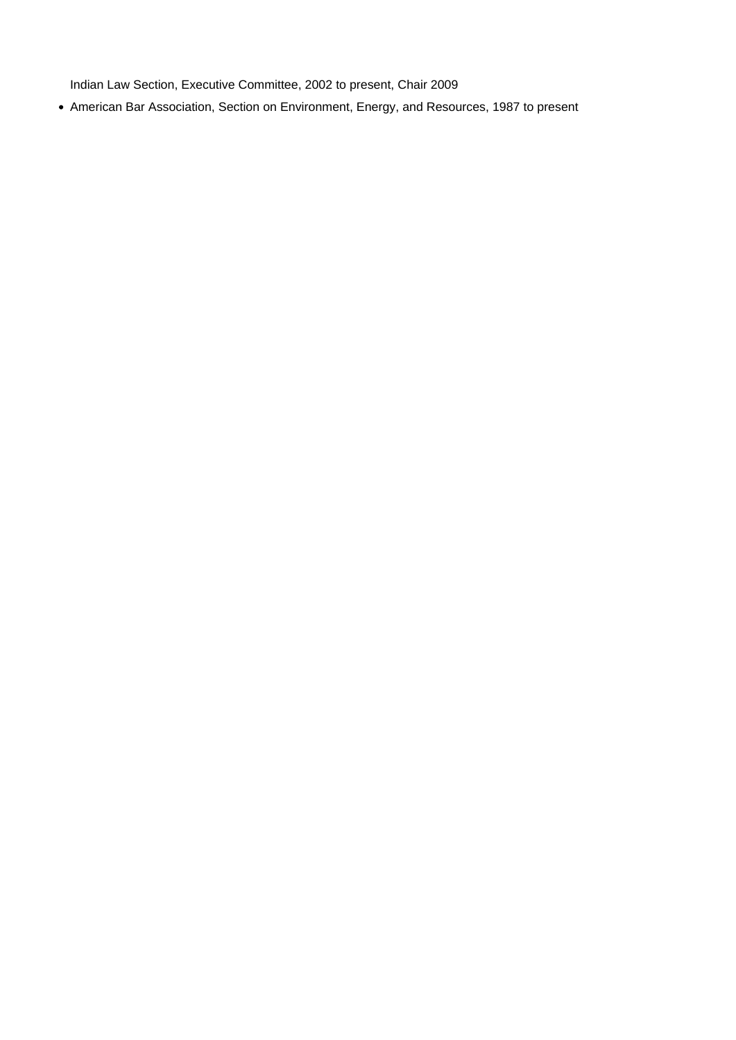Indian Law Section, Executive Committee, 2002 to present, Chair 2009

- American Bar Association, Section on Environment, Energy, and Resources, 1987 to present